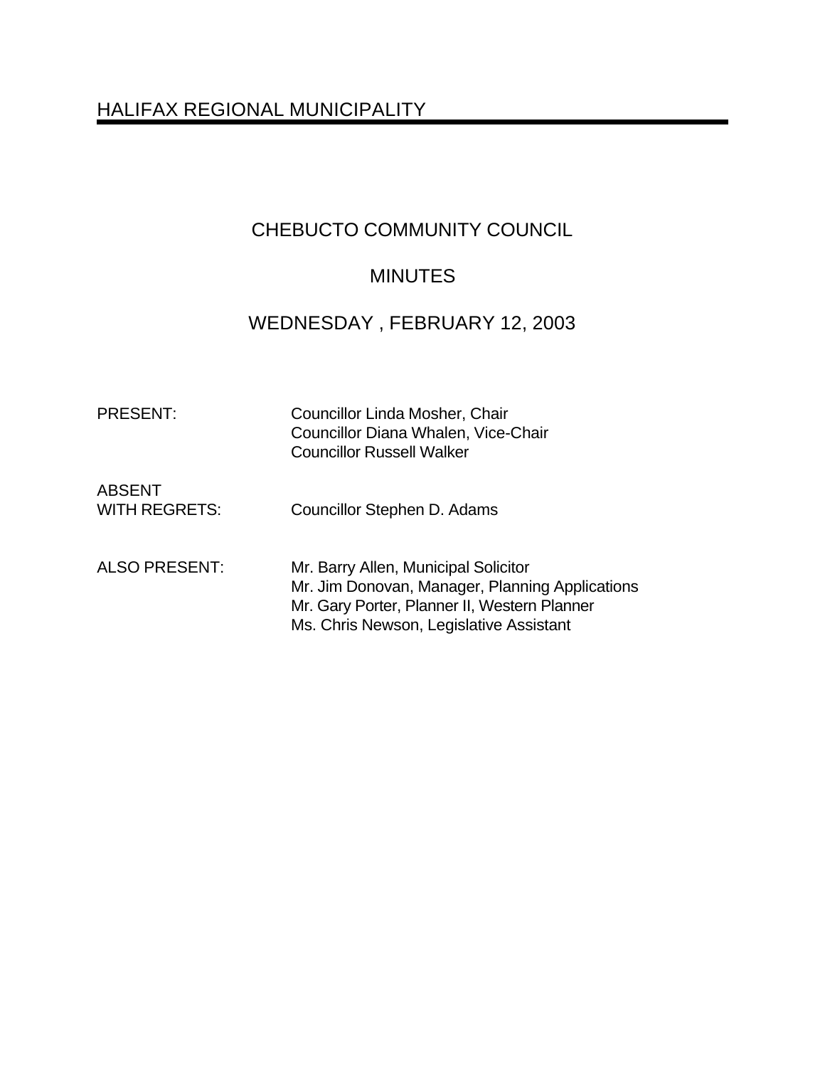# HALIFAX REGIONAL MUNICIPALITY

## CHEBUCTO COMMUNITY COUNCIL

## MINUTES

## WEDNESDAY , FEBRUARY 12, 2003

| | |
|---|---|
| PRESENT: | Councillor Linda Mosher, Chair<br>Councillor Diana Whalen, Vice-Chair<br>Councillor Russell Walker |
| ABSENT WITH REGRETS: | Councillor Stephen D. Adams |
| ALSO PRESENT: | Mr. Barry Allen, Municipal Solicitor<br>Mr. Jim Donovan, Manager, Planning Applications<br>Mr. Gary Porter, Planner II, Western Planner<br>Ms. Chris Newson, Legislative Assistant |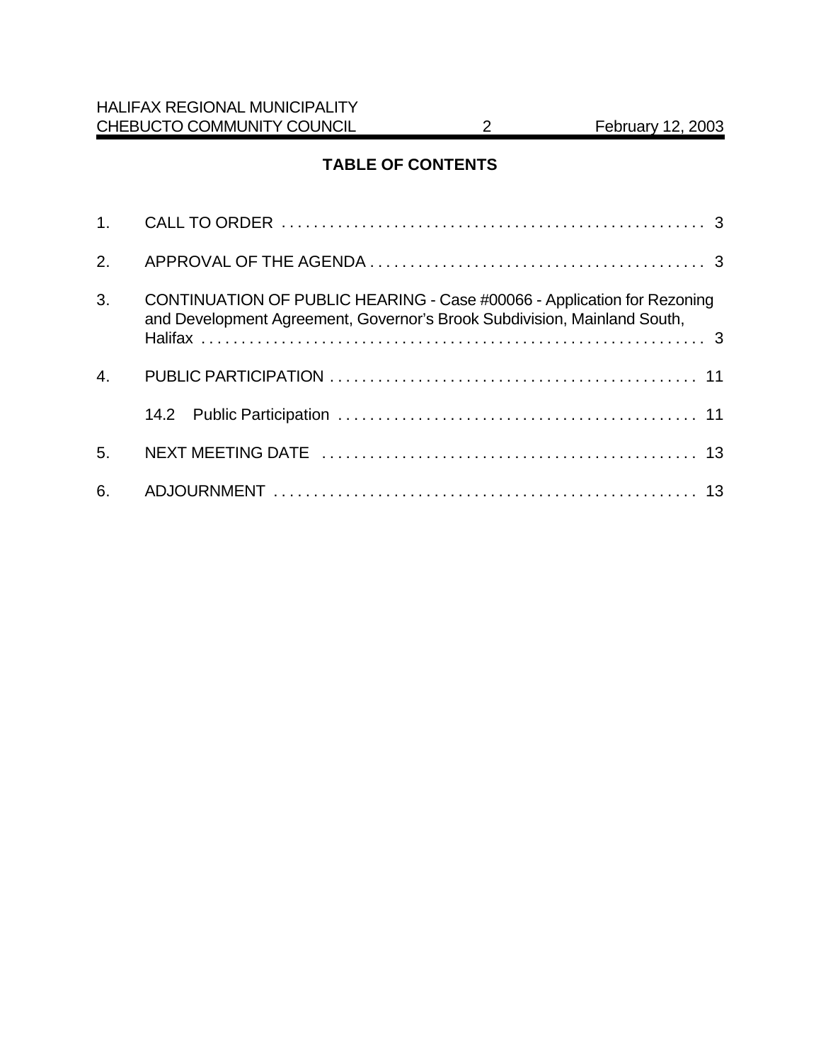## TABLE OF CONTENTS

1. CALL TO ORDER . . . . . . . . . . . . . . . . . . . . . . . . . . . . . . . . . . . . . . . . . . . . . . . . . . . . 3
2. APPROVAL OF THE AGENDA . . . . . . . . . . . . . . . . . . . . . . . . . . . . . . . . . . . . . . . . . 3
3. CONTINUATION OF PUBLIC HEARING - Case #00066 - Application for Rezoning and Development Agreement, Governor's Brook Subdivision, Mainland South, Halifax . . . . . . . . . . . . . . . . . . . . . . . . . . . . . . . . . . . . . . . . . . . . . . . . . . . . . . . . . . . . . . . 3
4. PUBLIC PARTICIPATION . . . . . . . . . . . . . . . . . . . . . . . . . . . . . . . . . . . . . . . . . . . . . 11
   - 14.2 Public Participation . . . . . . . . . . . . . . . . . . . . . . . . . . . . . . . . . . . . . . . . . . . . 11
5. NEXT MEETING DATE . . . . . . . . . . . . . . . . . . . . . . . . . . . . . . . . . . . . . . . . . . . . . . 13
6. ADJOURNMENT . . . . . . . . . . . . . . . . . . . . . . . . . . . . . . . . . . . . . . . . . . . . . . . . . . . . 13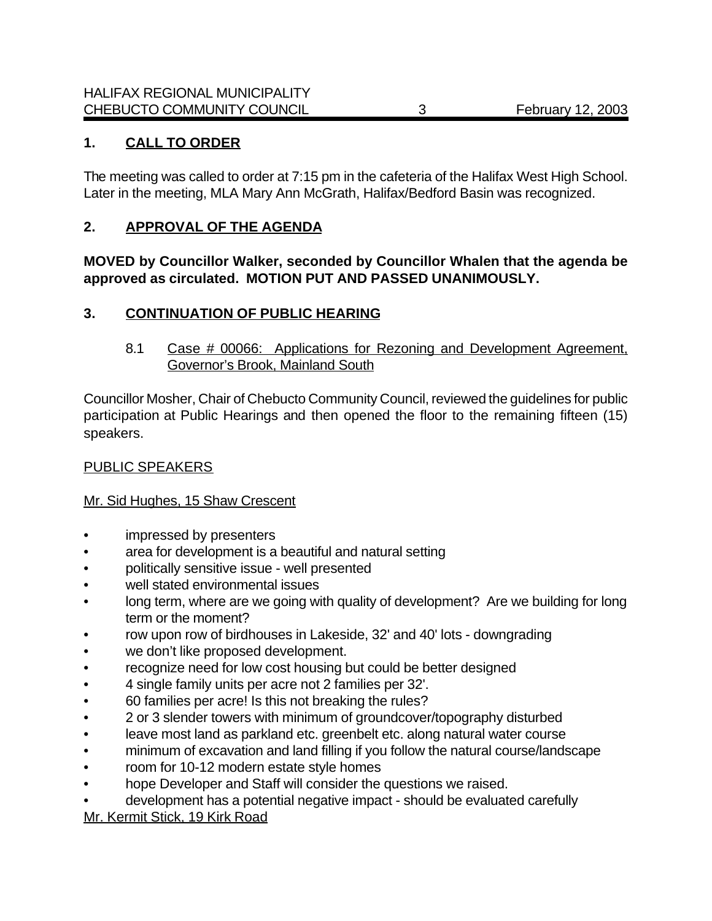## 1. CALL TO ORDER

The meeting was called to order at 7:15 pm in the cafeteria of the Halifax West High School. Later in the meeting, MLA Mary Ann McGrath, Halifax/Bedford Basin was recognized.

## 2. APPROVAL OF THE AGENDA

**MOVED by Councillor Walker, seconded by Councillor Whalen that the agenda be approved as circulated. MOTION PUT AND PASSED UNANIMOUSLY.**

## 3. CONTINUATION OF PUBLIC HEARING

8.1 Case # 00066: Applications for Rezoning and Development Agreement, Governor's Brook, Mainland South

Councillor Mosher, Chair of Chebucto Community Council, reviewed the guidelines for public participation at Public Hearings and then opened the floor to the remaining fifteen (15) speakers.

PUBLIC SPEAKERS

Mr. Sid Hughes, 15 Shaw Crescent

- impressed by presenters
- area for development is a beautiful and natural setting
- politically sensitive issue - well presented
- well stated environmental issues
- long term, where are we going with quality of development? Are we building for long term or the moment?
- row upon row of birdhouses in Lakeside, 32' and 40' lots - downgrading
- we don't like proposed development.
- recognize need for low cost housing but could be better designed
- 4 single family units per acre not 2 families per 32'.
- 60 families per acre! Is this not breaking the rules?
- 2 or 3 slender towers with minimum of groundcover/topography disturbed
- leave most land as parkland etc. greenbelt etc. along natural water course
- minimum of excavation and land filling if you follow the natural course/landscape
- room for 10-12 modern estate style homes
- hope Developer and Staff will consider the questions we raised.
- development has a potential negative impact - should be evaluated carefully

Mr. Kermit Stick, 19 Kirk Road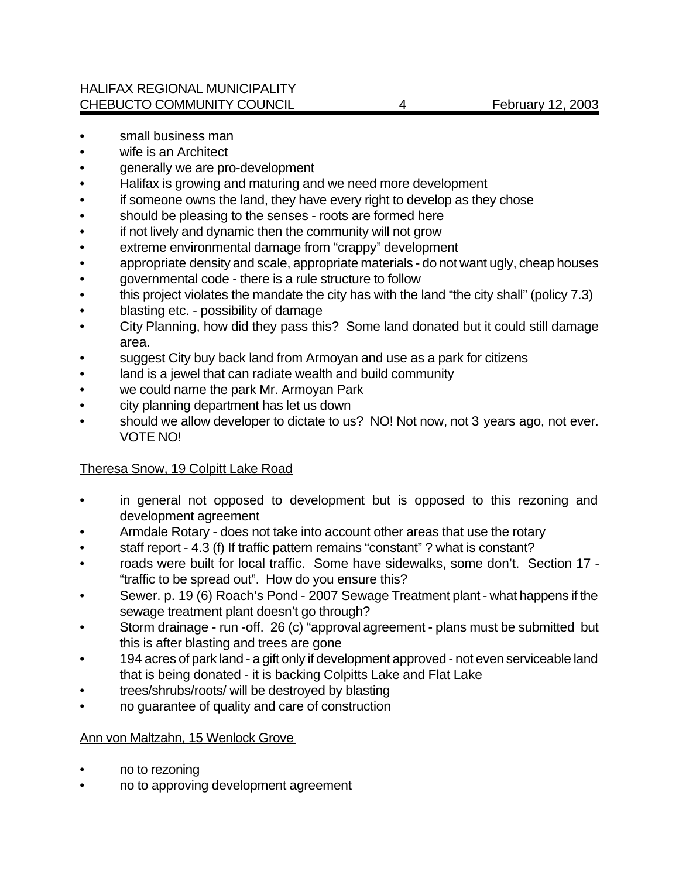- small business man
- wife is an Architect
- generally we are pro-development
- Halifax is growing and maturing and we need more development
- if someone owns the land, they have every right to develop as they chose
- should be pleasing to the senses - roots are formed here
- if not lively and dynamic then the community will not grow
- extreme environmental damage from "crappy" development
- appropriate density and scale, appropriate materials - do not want ugly, cheap houses
- governmental code - there is a rule structure to follow
- this project violates the mandate the city has with the land "the city shall" (policy 7.3)
- blasting etc. - possibility of damage
- City Planning, how did they pass this? Some land donated but it could still damage area.
- suggest City buy back land from Armoyan and use as a park for citizens
- land is a jewel that can radiate wealth and build community
- we could name the park Mr. Armoyan Park
- city planning department has let us down
- should we allow developer to dictate to us? NO! Not now, not 3 years ago, not ever. VOTE NO!

<u>Theresa Snow, 19 Colpitt Lake Road</u>

- in general not opposed to development but is opposed to this rezoning and development agreement
- Armdale Rotary - does not take into account other areas that use the rotary
- staff report - 4.3 (f) If traffic pattern remains "constant" ? what is constant?
- roads were built for local traffic. Some have sidewalks, some don't. Section 17 - "traffic to be spread out". How do you ensure this?
- Sewer. p. 19 (6) Roach's Pond - 2007 Sewage Treatment plant - what happens if the sewage treatment plant doesn't go through?
- Storm drainage - run -off. 26 (c) "approval agreement - plans must be submitted but this is after blasting and trees are gone
- 194 acres of park land - a gift only if development approved - not even serviceable land that is being donated - it is backing Colpitts Lake and Flat Lake
- trees/shrubs/roots/ will be destroyed by blasting
- no guarantee of quality and care of construction

<u>Ann von Maltzahn, 15 Wenlock Grove</u>

- no to rezoning
- no to approving development agreement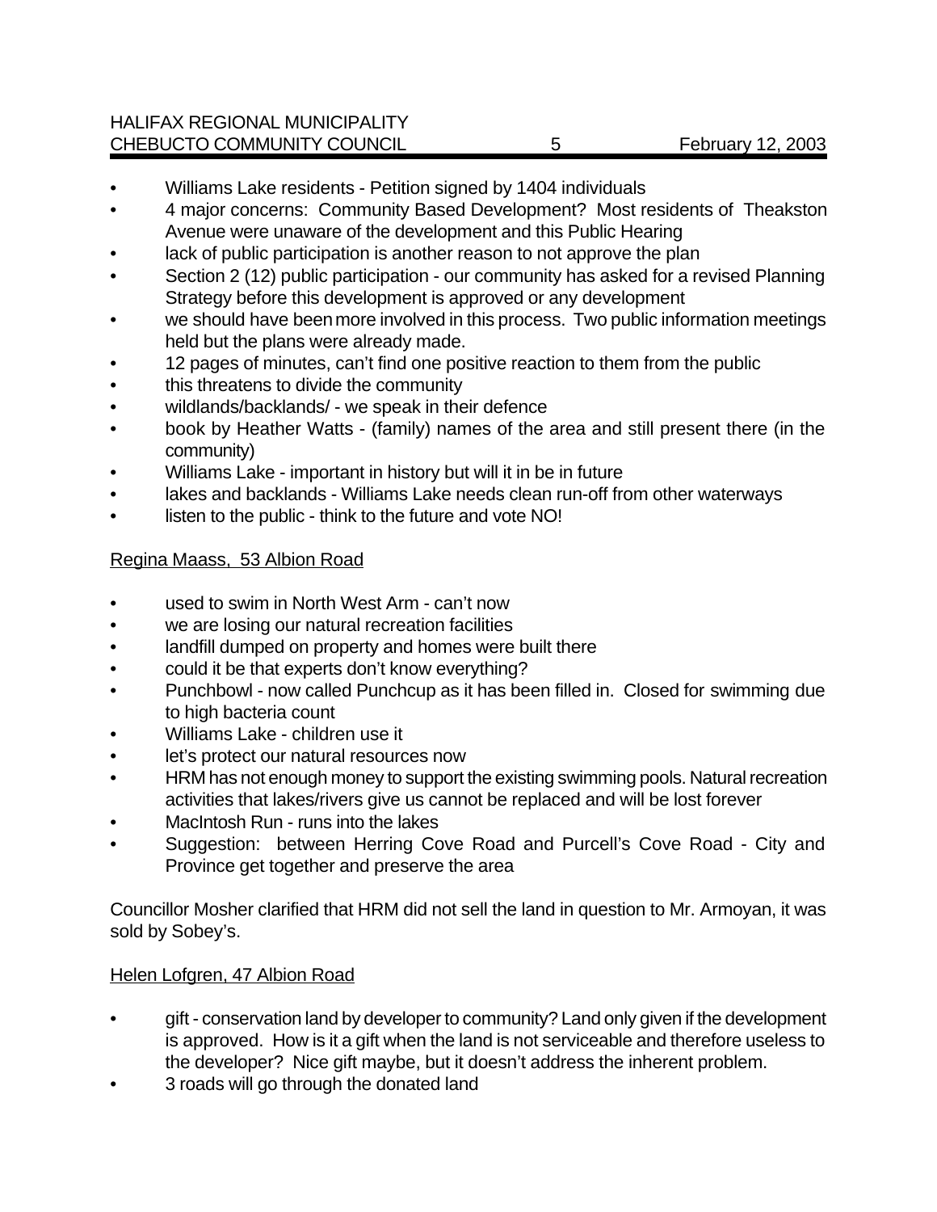- Williams Lake residents - Petition signed by 1404 individuals
- 4 major concerns: Community Based Development? Most residents of Theakston Avenue were unaware of the development and this Public Hearing
- lack of public participation is another reason to not approve the plan
- Section 2 (12) public participation - our community has asked for a revised Planning Strategy before this development is approved or any development
- we should have been more involved in this process. Two public information meetings held but the plans were already made.
- 12 pages of minutes, can't find one positive reaction to them from the public
- this threatens to divide the community
- wildlands/backlands/ - we speak in their defence
- book by Heather Watts - (family) names of the area and still present there (in the community)
- Williams Lake - important in history but will it in be in future
- lakes and backlands - Williams Lake needs clean run-off from other waterways
- listen to the public - think to the future and vote NO!

<u>Regina Maass, 53 Albion Road</u>

- used to swim in North West Arm - can't now
- we are losing our natural recreation facilities
- landfill dumped on property and homes were built there
- could it be that experts don't know everything?
- Punchbowl - now called Punchcup as it has been filled in. Closed for swimming due to high bacteria count
- Williams Lake - children use it
- let's protect our natural resources now
- HRM has not enough money to support the existing swimming pools. Natural recreation activities that lakes/rivers give us cannot be replaced and will be lost forever
- MacIntosh Run - runs into the lakes
- Suggestion: between Herring Cove Road and Purcell's Cove Road - City and Province get together and preserve the area

Councillor Mosher clarified that HRM did not sell the land in question to Mr. Armoyan, it was sold by Sobey's.

<u>Helen Lofgren, 47 Albion Road</u>

- gift - conservation land by developer to community? Land only given if the development is approved. How is it a gift when the land is not serviceable and therefore useless to the developer? Nice gift maybe, but it doesn't address the inherent problem.
- 3 roads will go through the donated land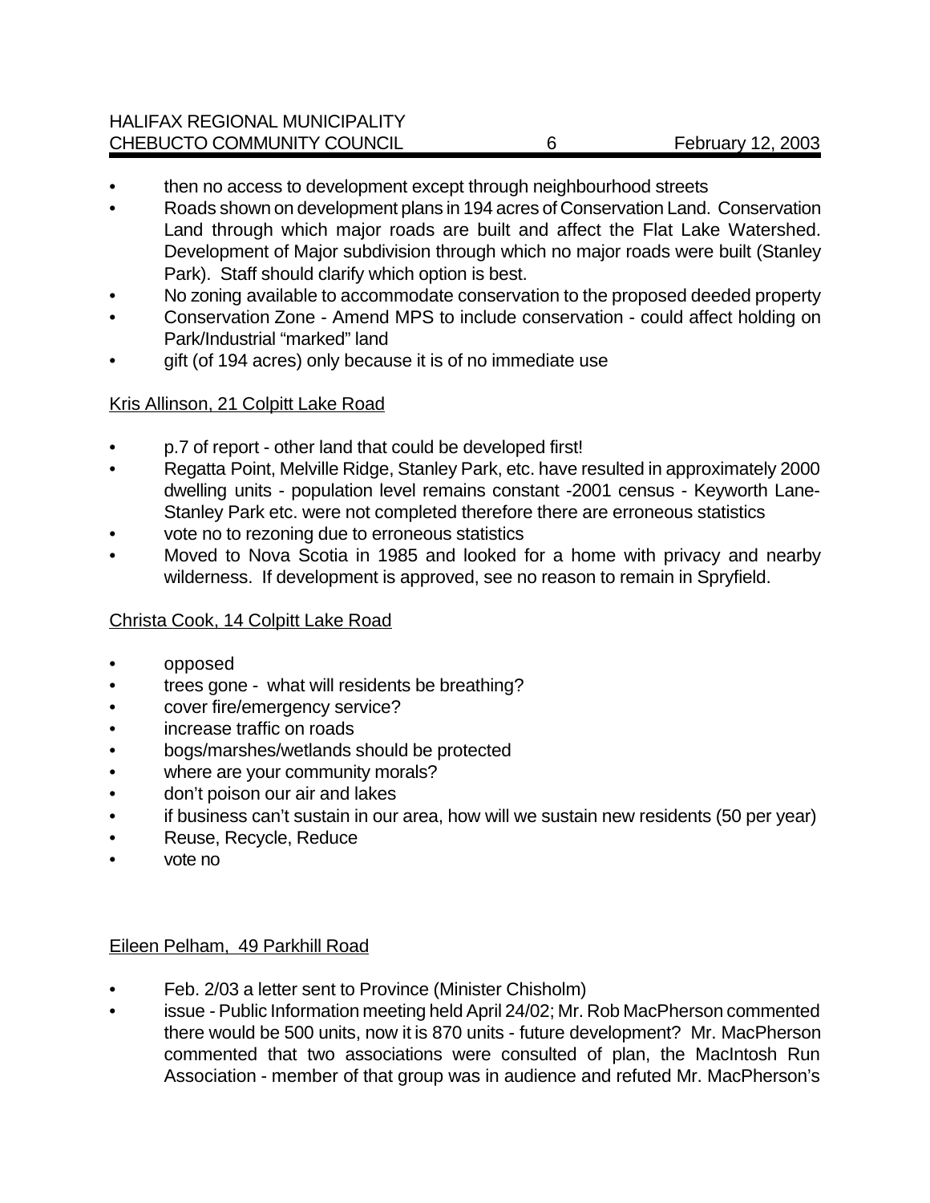- then no access to development except through neighbourhood streets
- Roads shown on development plans in 194 acres of Conservation Land. Conservation Land through which major roads are built and affect the Flat Lake Watershed. Development of Major subdivision through which no major roads were built (Stanley Park). Staff should clarify which option is best.
- No zoning available to accommodate conservation to the proposed deeded property
- Conservation Zone - Amend MPS to include conservation - could affect holding on Park/Industrial "marked" land
- gift (of 194 acres) only because it is of no immediate use

<u>Kris Allinson, 21 Colpitt Lake Road</u>

- p.7 of report - other land that could be developed first!
- Regatta Point, Melville Ridge, Stanley Park, etc. have resulted in approximately 2000 dwelling units - population level remains constant -2001 census - Keyworth Lane-Stanley Park etc. were not completed therefore there are erroneous statistics
- vote no to rezoning due to erroneous statistics
- Moved to Nova Scotia in 1985 and looked for a home with privacy and nearby wilderness. If development is approved, see no reason to remain in Spryfield.

<u>Christa Cook, 14 Colpitt Lake Road</u>

- opposed
- trees gone - what will residents be breathing?
- cover fire/emergency service?
- increase traffic on roads
- bogs/marshes/wetlands should be protected
- where are your community morals?
- don't poison our air and lakes
- if business can't sustain in our area, how will we sustain new residents (50 per year)
- Reuse, Recycle, Reduce
- vote no

<u>Eileen Pelham, 49 Parkhill Road</u>

- Feb. 2/03 a letter sent to Province (Minister Chisholm)
- issue - Public Information meeting held April 24/02; Mr. Rob MacPherson commented there would be 500 units, now it is 870 units - future development? Mr. MacPherson commented that two associations were consulted of plan, the MacIntosh Run Association - member of that group was in audience and refuted Mr. MacPherson's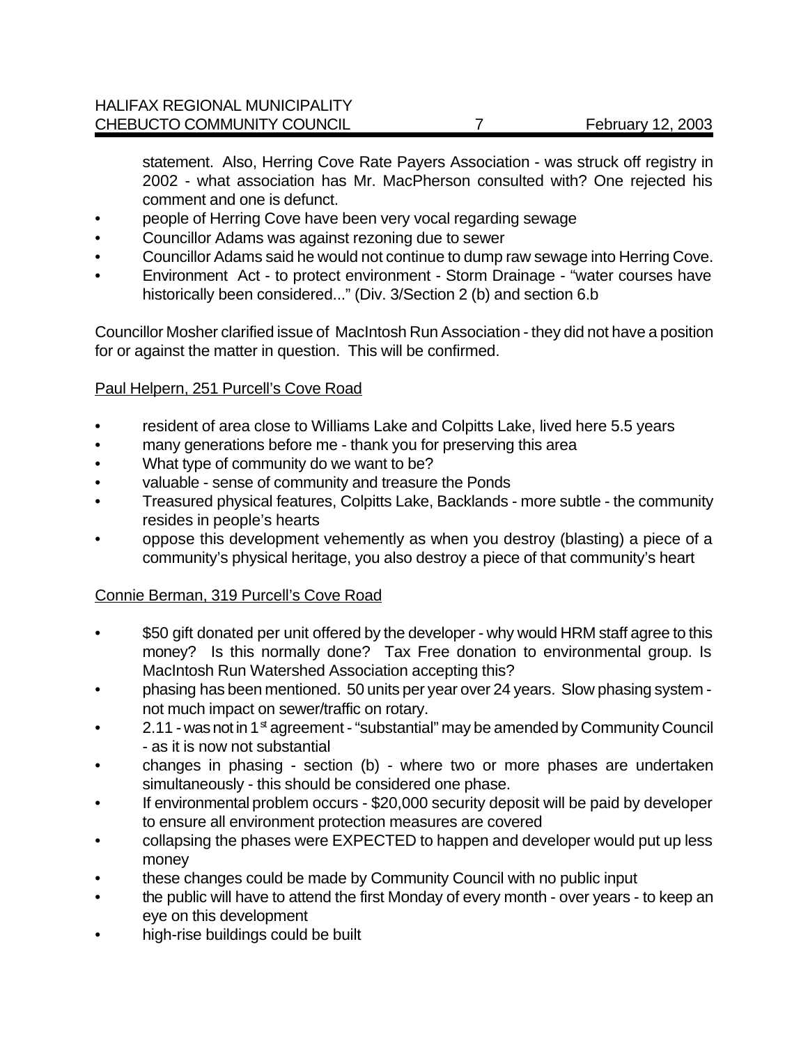statement. Also, Herring Cove Rate Payers Association - was struck off registry in 2002 - what association has Mr. MacPherson consulted with? One rejected his comment and one is defunct.

- people of Herring Cove have been very vocal regarding sewage
- Councillor Adams was against rezoning due to sewer
- Councillor Adams said he would not continue to dump raw sewage into Herring Cove.
- Environment Act - to protect environment - Storm Drainage - "water courses have historically been considered..." (Div. 3/Section 2 (b) and section 6.b

Councillor Mosher clarified issue of MacIntosh Run Association - they did not have a position for or against the matter in question. This will be confirmed.

Paul Helpern, 251 Purcell's Cove Road

- resident of area close to Williams Lake and Colpitts Lake, lived here 5.5 years
- many generations before me - thank you for preserving this area
- What type of community do we want to be?
- valuable - sense of community and treasure the Ponds
- Treasured physical features, Colpitts Lake, Backlands - more subtle - the community resides in people's hearts
- oppose this development vehemently as when you destroy (blasting) a piece of a community's physical heritage, you also destroy a piece of that community's heart

Connie Berman, 319 Purcell's Cove Road

- $50 gift donated per unit offered by the developer - why would HRM staff agree to this money? Is this normally done? Tax Free donation to environmental group. Is MacIntosh Run Watershed Association accepting this?
- phasing has been mentioned. 50 units per year over 24 years. Slow phasing system - not much impact on sewer/traffic on rotary.
- 2.11 - was not in 1st agreement - "substantial" may be amended by Community Council - as it is now not substantial
- changes in phasing - section (b) - where two or more phases are undertaken simultaneously - this should be considered one phase.
- If environmental problem occurs - $20,000 security deposit will be paid by developer to ensure all environment protection measures are covered
- collapsing the phases were EXPECTED to happen and developer would put up less money
- these changes could be made by Community Council with no public input
- the public will have to attend the first Monday of every month - over years - to keep an eye on this development
- high-rise buildings could be built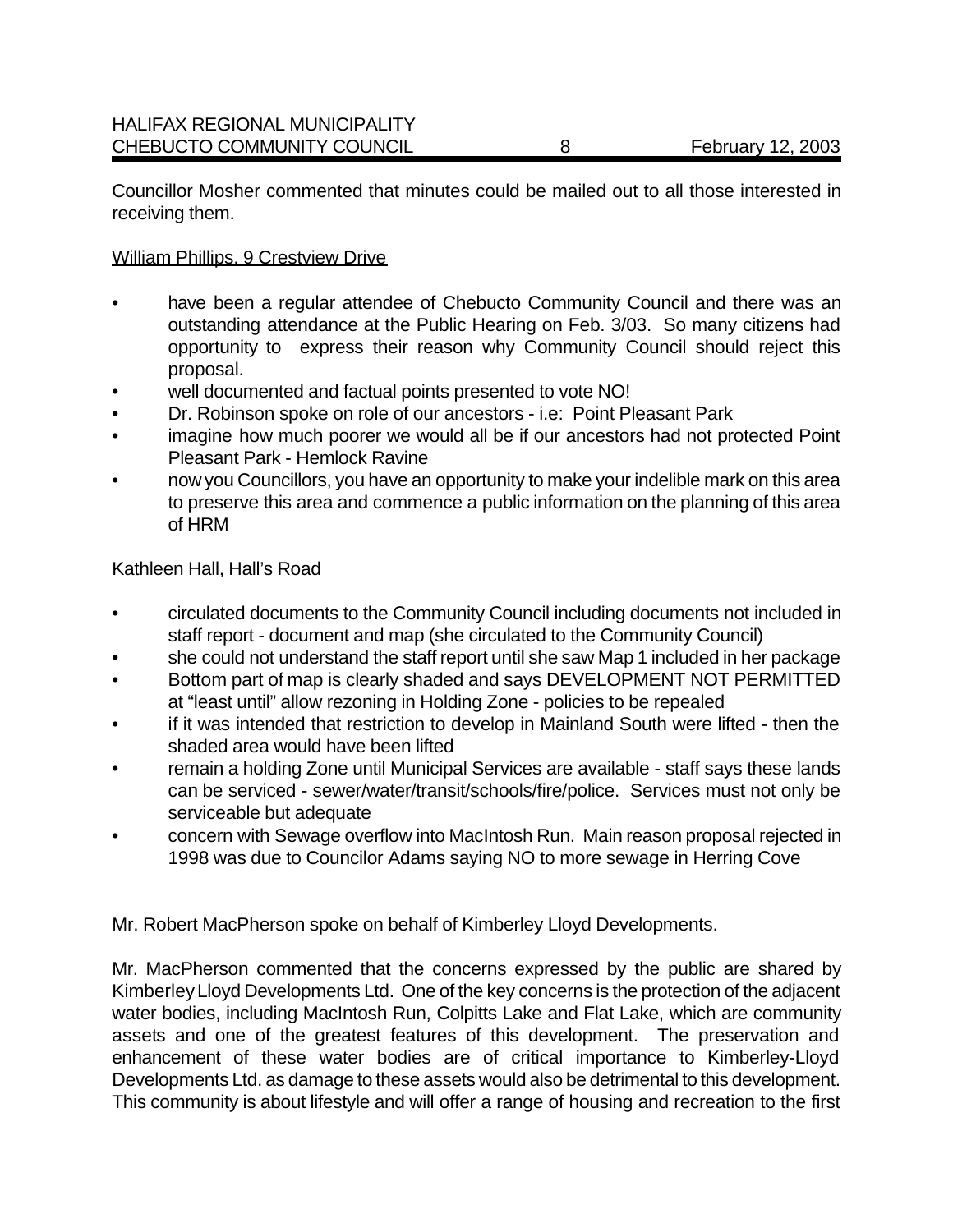Councillor Mosher commented that minutes could be mailed out to all those interested in receiving them.

William Phillips, 9 Crestview Drive

- have been a regular attendee of Chebucto Community Council and there was an outstanding attendance at the Public Hearing on Feb. 3/03. So many citizens had opportunity to express their reason why Community Council should reject this proposal.
- well documented and factual points presented to vote NO!
- Dr. Robinson spoke on role of our ancestors - i.e: Point Pleasant Park
- imagine how much poorer we would all be if our ancestors had not protected Point Pleasant Park - Hemlock Ravine
- now you Councillors, you have an opportunity to make your indelible mark on this area to preserve this area and commence a public information on the planning of this area of HRM

Kathleen Hall, Hall's Road

- circulated documents to the Community Council including documents not included in staff report - document and map (she circulated to the Community Council)
- she could not understand the staff report until she saw Map 1 included in her package
- Bottom part of map is clearly shaded and says DEVELOPMENT NOT PERMITTED at "least until" allow rezoning in Holding Zone - policies to be repealed
- if it was intended that restriction to develop in Mainland South were lifted - then the shaded area would have been lifted
- remain a holding Zone until Municipal Services are available - staff says these lands can be serviced - sewer/water/transit/schools/fire/police. Services must not only be serviceable but adequate
- concern with Sewage overflow into MacIntosh Run. Main reason proposal rejected in 1998 was due to Councilor Adams saying NO to more sewage in Herring Cove

Mr. Robert MacPherson spoke on behalf of Kimberley Lloyd Developments.

Mr. MacPherson commented that the concerns expressed by the public are shared by Kimberley Lloyd Developments Ltd. One of the key concerns is the protection of the adjacent water bodies, including MacIntosh Run, Colpitts Lake and Flat Lake, which are community assets and one of the greatest features of this development. The preservation and enhancement of these water bodies are of critical importance to Kimberley-Lloyd Developments Ltd. as damage to these assets would also be detrimental to this development. This community is about lifestyle and will offer a range of housing and recreation to the first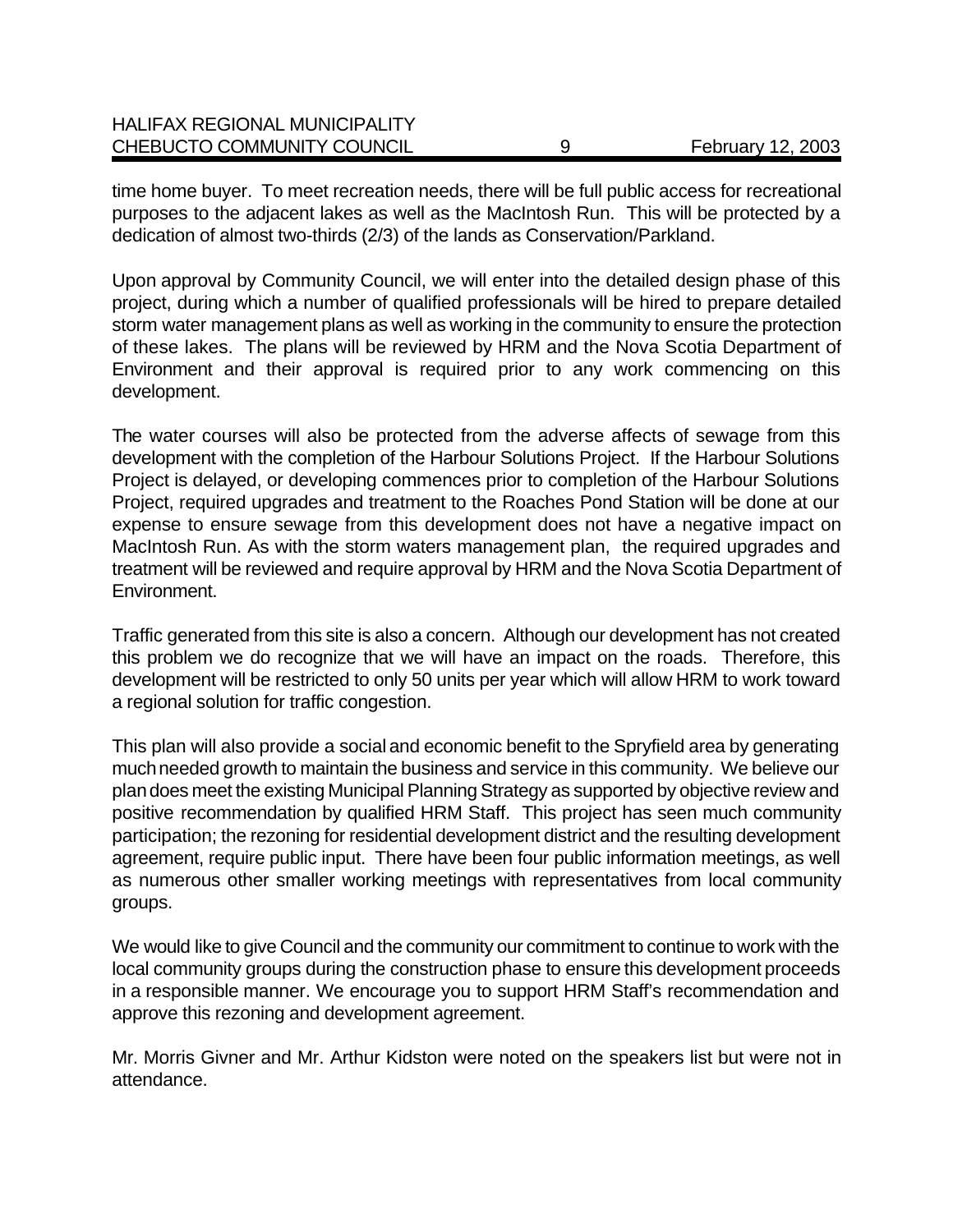time home buyer. To meet recreation needs, there will be full public access for recreational purposes to the adjacent lakes as well as the MacIntosh Run. This will be protected by a dedication of almost two-thirds (2/3) of the lands as Conservation/Parkland.

Upon approval by Community Council, we will enter into the detailed design phase of this project, during which a number of qualified professionals will be hired to prepare detailed storm water management plans as well as working in the community to ensure the protection of these lakes. The plans will be reviewed by HRM and the Nova Scotia Department of Environment and their approval is required prior to any work commencing on this development.

The water courses will also be protected from the adverse affects of sewage from this development with the completion of the Harbour Solutions Project. If the Harbour Solutions Project is delayed, or developing commences prior to completion of the Harbour Solutions Project, required upgrades and treatment to the Roaches Pond Station will be done at our expense to ensure sewage from this development does not have a negative impact on MacIntosh Run. As with the storm waters management plan, the required upgrades and treatment will be reviewed and require approval by HRM and the Nova Scotia Department of Environment.

Traffic generated from this site is also a concern. Although our development has not created this problem we do recognize that we will have an impact on the roads. Therefore, this development will be restricted to only 50 units per year which will allow HRM to work toward a regional solution for traffic congestion.

This plan will also provide a social and economic benefit to the Spryfield area by generating much needed growth to maintain the business and service in this community. We believe our plan does meet the existing Municipal Planning Strategy as supported by objective review and positive recommendation by qualified HRM Staff. This project has seen much community participation; the rezoning for residential development district and the resulting development agreement, require public input. There have been four public information meetings, as well as numerous other smaller working meetings with representatives from local community groups.

We would like to give Council and the community our commitment to continue to work with the local community groups during the construction phase to ensure this development proceeds in a responsible manner. We encourage you to support HRM Staff's recommendation and approve this rezoning and development agreement.

Mr. Morris Givner and Mr. Arthur Kidston were noted on the speakers list but were not in attendance.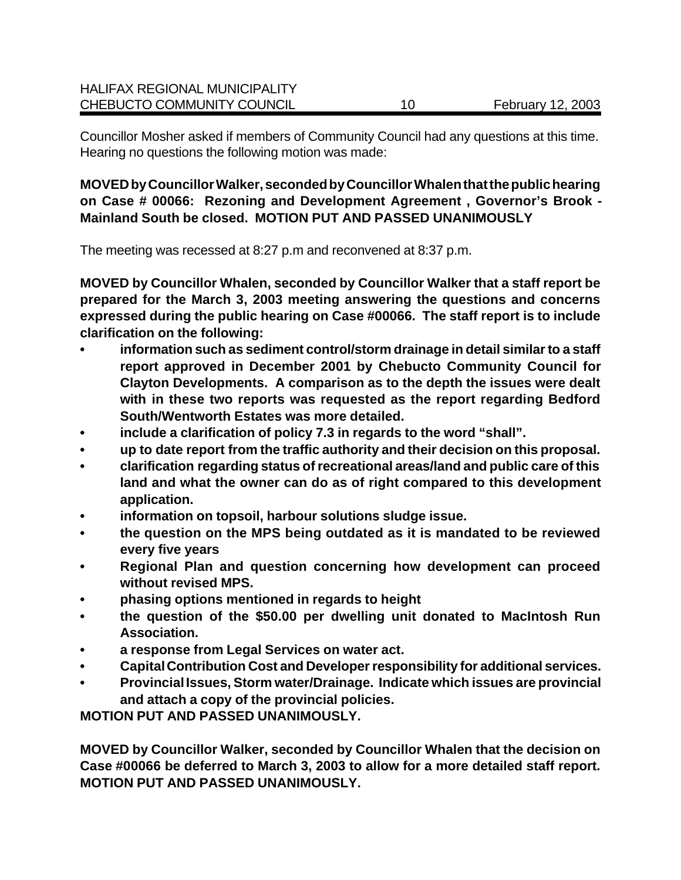Councillor Mosher asked if members of Community Council had any questions at this time. Hearing no questions the following motion was made:

**MOVED by Councillor Walker, seconded by Councillor Whalen that the public hearing on Case # 00066: Rezoning and Development Agreement , Governor's Brook - Mainland South be closed. MOTION PUT AND PASSED UNANIMOUSLY**

The meeting was recessed at 8:27 p.m and reconvened at 8:37 p.m.

**MOVED by Councillor Whalen, seconded by Councillor Walker that a staff report be prepared for the March 3, 2003 meeting answering the questions and concerns expressed during the public hearing on Case #00066. The staff report is to include clarification on the following:**

- **information such as sediment control/storm drainage in detail similar to a staff report approved in December 2001 by Chebucto Community Council for Clayton Developments. A comparison as to the depth the issues were dealt with in these two reports was requested as the report regarding Bedford South/Wentworth Estates was more detailed.**
- **include a clarification of policy 7.3 in regards to the word "shall".**
- **up to date report from the traffic authority and their decision on this proposal.**
- **clarification regarding status of recreational areas/land and public care of this land and what the owner can do as of right compared to this development application.**
- **information on topsoil, harbour solutions sludge issue.**
- **the question on the MPS being outdated as it is mandated to be reviewed every five years**
- **Regional Plan and question concerning how development can proceed without revised MPS.**
- **phasing options mentioned in regards to height**
- **the question of the $50.00 per dwelling unit donated to MacIntosh Run Association.**
- **a response from Legal Services on water act.**
- **Capital Contribution Cost and Developer responsibility for additional services.**
- **Provincial Issues, Storm water/Drainage. Indicate which issues are provincial and attach a copy of the provincial policies.**

**MOTION PUT AND PASSED UNANIMOUSLY.**

**MOVED by Councillor Walker, seconded by Councillor Whalen that the decision on Case #00066 be deferred to March 3, 2003 to allow for a more detailed staff report. MOTION PUT AND PASSED UNANIMOUSLY.**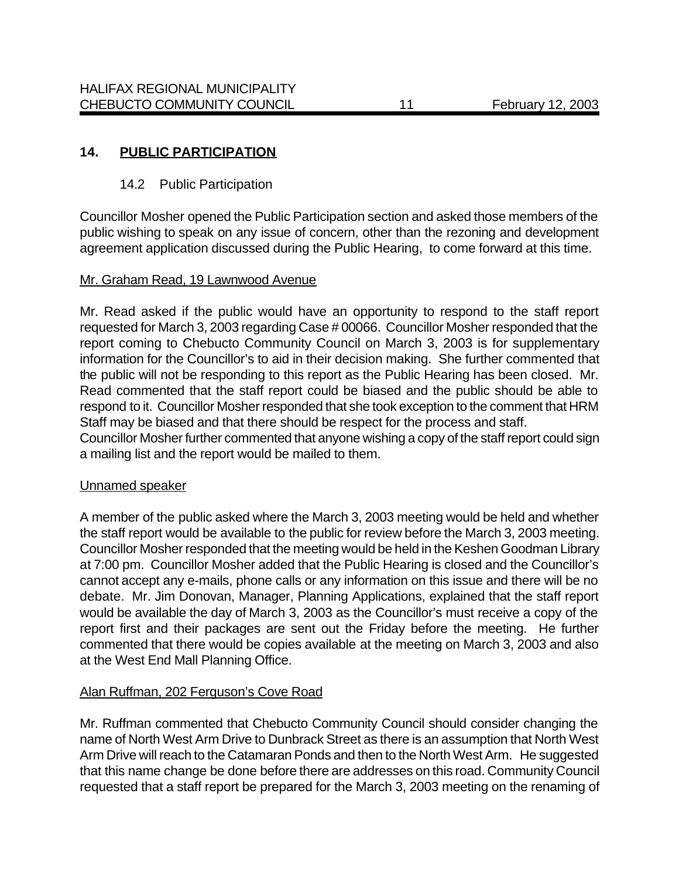## 14. PUBLIC PARTICIPATION

### 14.2 Public Participation

Councillor Mosher opened the Public Participation section and asked those members of the public wishing to speak on any issue of concern, other than the rezoning and development agreement application discussed during the Public Hearing, to come forward at this time.

Mr. Graham Read, 19 Lawnwood Avenue

Mr. Read asked if the public would have an opportunity to respond to the staff report requested for March 3, 2003 regarding Case # 00066. Councillor Mosher responded that the report coming to Chebucto Community Council on March 3, 2003 is for supplementary information for the Councillor's to aid in their decision making. She further commented that the public will not be responding to this report as the Public Hearing has been closed. Mr. Read commented that the staff report could be biased and the public should be able to respond to it. Councillor Mosher responded that she took exception to the comment that HRM Staff may be biased and that there should be respect for the process and staff.
Councillor Mosher further commented that anyone wishing a copy of the staff report could sign a mailing list and the report would be mailed to them.

Unnamed speaker

A member of the public asked where the March 3, 2003 meeting would be held and whether the staff report would be available to the public for review before the March 3, 2003 meeting. Councillor Mosher responded that the meeting would be held in the Keshen Goodman Library at 7:00 pm. Councillor Mosher added that the Public Hearing is closed and the Councillor's cannot accept any e-mails, phone calls or any information on this issue and there will be no debate. Mr. Jim Donovan, Manager, Planning Applications, explained that the staff report would be available the day of March 3, 2003 as the Councillor's must receive a copy of the report first and their packages are sent out the Friday before the meeting. He further commented that there would be copies available at the meeting on March 3, 2003 and also at the West End Mall Planning Office.

Alan Ruffman, 202 Ferguson's Cove Road

Mr. Ruffman commented that Chebucto Community Council should consider changing the name of North West Arm Drive to Dunbrack Street as there is an assumption that North West Arm Drive will reach to the Catamaran Ponds and then to the North West Arm. He suggested that this name change be done before there are addresses on this road. Community Council requested that a staff report be prepared for the March 3, 2003 meeting on the renaming of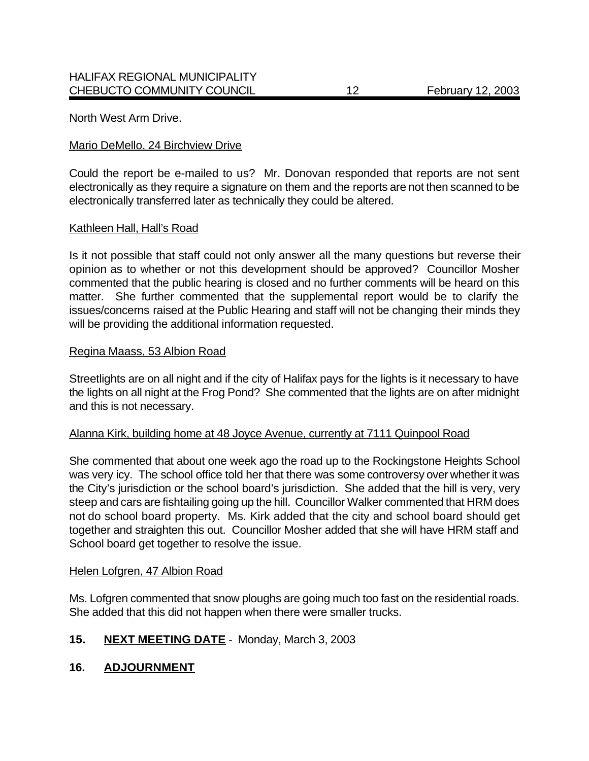North West Arm Drive.

Mario DeMello, 24 Birchview Drive

Could the report be e-mailed to us? Mr. Donovan responded that reports are not sent electronically as they require a signature on them and the reports are not then scanned to be electronically transferred later as technically they could be altered.

Kathleen Hall, Hall's Road

Is it not possible that staff could not only answer all the many questions but reverse their opinion as to whether or not this development should be approved? Councillor Mosher commented that the public hearing is closed and no further comments will be heard on this matter. She further commented that the supplemental report would be to clarify the issues/concerns raised at the Public Hearing and staff will not be changing their minds they will be providing the additional information requested.

Regina Maass, 53 Albion Road

Streetlights are on all night and if the city of Halifax pays for the lights is it necessary to have the lights on all night at the Frog Pond? She commented that the lights are on after midnight and this is not necessary.

Alanna Kirk, building home at 48 Joyce Avenue, currently at 7111 Quinpool Road

She commented that about one week ago the road up to the Rockingstone Heights School was very icy. The school office told her that there was some controversy over whether it was the City's jurisdiction or the school board's jurisdiction. She added that the hill is very, very steep and cars are fishtailing going up the hill. Councillor Walker commented that HRM does not do school board property. Ms. Kirk added that the city and school board should get together and straighten this out. Councillor Mosher added that she will have HRM staff and School board get together to resolve the issue.

Helen Lofgren, 47 Albion Road

Ms. Lofgren commented that snow ploughs are going much too fast on the residential roads. She added that this did not happen when there were smaller trucks.

## 15. NEXT MEETING DATE - Monday, March 3, 2003

## 16. ADJOURNMENT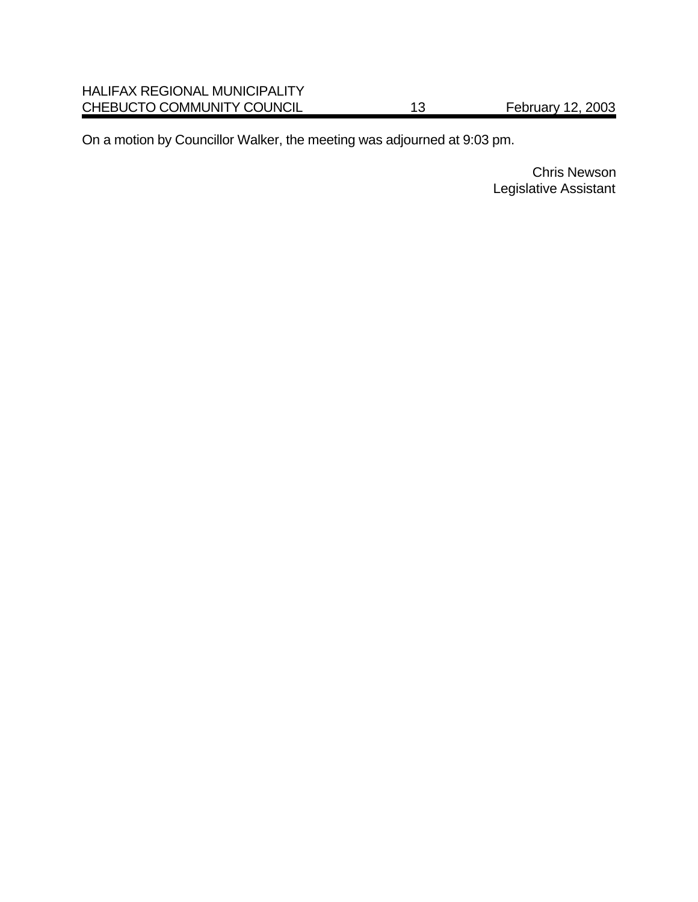On a motion by Councillor Walker, the meeting was adjourned at 9:03 pm.

Chris Newson
Legislative Assistant